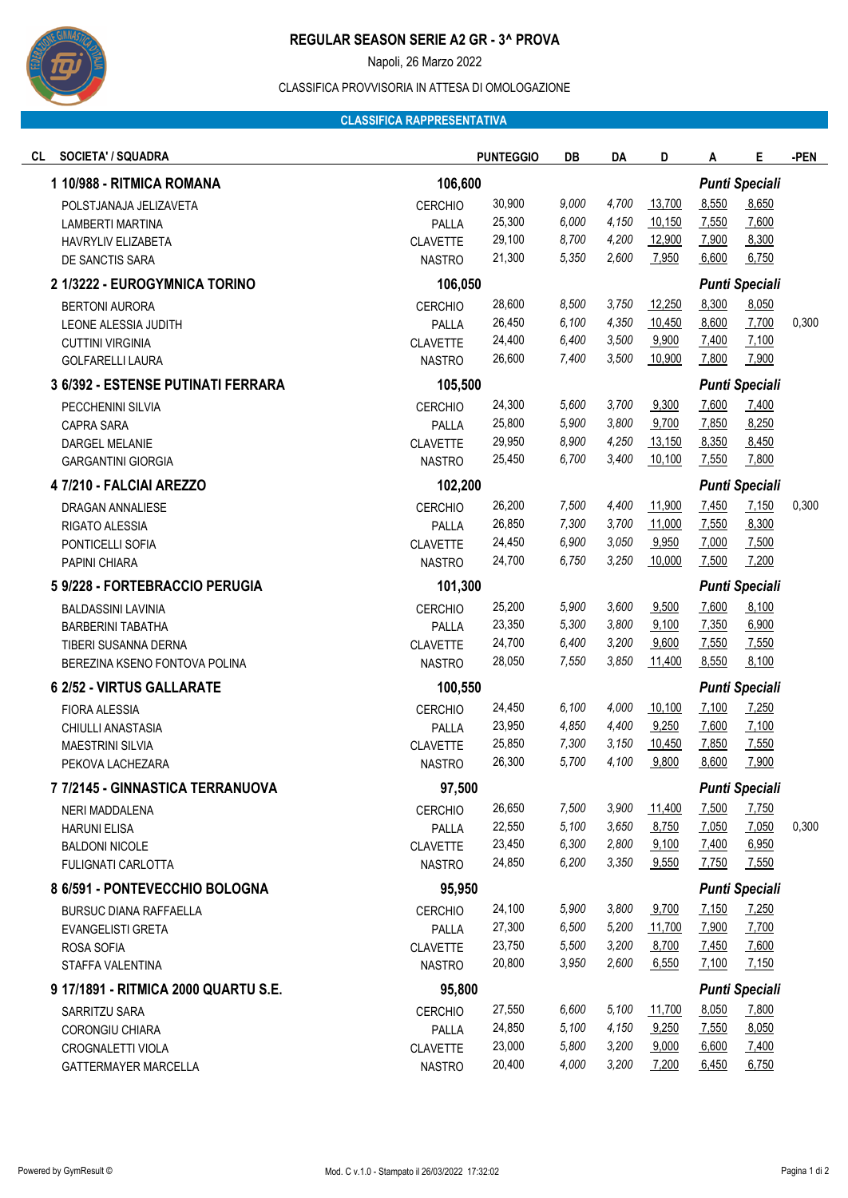# REGULAR SEASON SERIE A2 GR - 3^ PROVA

Napoli, 26 Marzo 2022

CLASSIFICA PROVVISORIA IN ATTESA DI OMOLOGAZIONE

**CLASSIFICA RAPPRESENTATIVA**

| CL | SOCIETA' / SQUADRA | | PUNTEGGIO | DB | DA | D | A | E | -PEN |
|---|---|---|---|---|---|---|---|---|---|
| **1** | **10/988 - RITMICA ROMANA** | | **106,600** | | | | ***Punti Speciali*** | | |
| | POLSTJANAJA JELIZAVETA | CERCHIO | 30,900 | 9,000 | 4,700 | 13,700 | 8,550 | 8,650 | |
| | LAMBERTI MARTINA | PALLA | 25,300 | 6,000 | 4,150 | 10,150 | 7,550 | 7,600 | |
| | HAVRYLIV ELIZABETA | CLAVETTE | 29,100 | 8,700 | 4,200 | 12,900 | 7,900 | 8,300 | |
| | DE SANCTIS SARA | NASTRO | 21,300 | 5,350 | 2,600 | 7,950 | 6,600 | 6,750 | |
| **2** | **1/3222 - EUROGYMNICA TORINO** | | **106,050** | | | | ***Punti Speciali*** | | |
| | BERTONI AURORA | CERCHIO | 28,600 | 8,500 | 3,750 | 12,250 | 8,300 | 8,050 | |
| | LEONE ALESSIA JUDITH | PALLA | 26,450 | 6,100 | 4,350 | 10,450 | 8,600 | 7,700 | 0,300 |
| | CUTTINI VIRGINIA | CLAVETTE | 24,400 | 6,400 | 3,500 | 9,900 | 7,400 | 7,100 | |
| | GOLFARELLI LAURA | NASTRO | 26,600 | 7,400 | 3,500 | 10,900 | 7,800 | 7,900 | |
| **3** | **6/392 - ESTENSE PUTINATI FERRARA** | | **105,500** | | | | ***Punti Speciali*** | | |
| | PECCHENINI SILVIA | CERCHIO | 24,300 | 5,600 | 3,700 | 9,300 | 7,600 | 7,400 | |
| | CAPRA SARA | PALLA | 25,800 | 5,900 | 3,800 | 9,700 | 7,850 | 8,250 | |
| | DARGEL MELANIE | CLAVETTE | 29,950 | 8,900 | 4,250 | 13,150 | 8,350 | 8,450 | |
| | GARGANTINI GIORGIA | NASTRO | 25,450 | 6,700 | 3,400 | 10,100 | 7,550 | 7,800 | |
| **4** | **7/210 - FALCIAI AREZZO** | | **102,200** | | | | ***Punti Speciali*** | | |
| | DRAGAN ANNALIESE | CERCHIO | 26,200 | 7,500 | 4,400 | 11,900 | 7,450 | 7,150 | 0,300 |
| | RIGATO ALESSIA | PALLA | 26,850 | 7,300 | 3,700 | 11,000 | 7,550 | 8,300 | |
| | PONTICELLI SOFIA | CLAVETTE | 24,450 | 6,900 | 3,050 | 9,950 | 7,000 | 7,500 | |
| | PAPINI CHIARA | NASTRO | 24,700 | 6,750 | 3,250 | 10,000 | 7,500 | 7,200 | |
| **5** | **9/228 - FORTEBRACCIO PERUGIA** | | **101,300** | | | | ***Punti Speciali*** | | |
| | BALDASSINI LAVINIA | CERCHIO | 25,200 | 5,900 | 3,600 | 9,500 | 7,600 | 8,100 | |
| | BARBERINI TABATHA | PALLA | 23,350 | 5,300 | 3,800 | 9,100 | 7,350 | 6,900 | |
| | TIBERI SUSANNA DERNA | CLAVETTE | 24,700 | 6,400 | 3,200 | 9,600 | 7,550 | 7,550 | |
| | BEREZINA KSENO FONTOVA POLINA | NASTRO | 28,050 | 7,550 | 3,850 | 11,400 | 8,550 | 8,100 | |
| **6** | **2/52 - VIRTUS GALLARATE** | | **100,550** | | | | ***Punti Speciali*** | | |
| | FIORA ALESSIA | CERCHIO | 24,450 | 6,100 | 4,000 | 10,100 | 7,100 | 7,250 | |
| | CHIULLI ANASTASIA | PALLA | 23,950 | 4,850 | 4,400 | 9,250 | 7,600 | 7,100 | |
| | MAESTRINI SILVIA | CLAVETTE | 25,850 | 7,300 | 3,150 | 10,450 | 7,850 | 7,550 | |
| | PEKOVA LACHEZARA | NASTRO | 26,300 | 5,700 | 4,100 | 9,800 | 8,600 | 7,900 | |
| **7** | **7/2145 - GINNASTICA TERRANUOVA** | | **97,500** | | | | ***Punti Speciali*** | | |
| | NERI MADDALENA | CERCHIO | 26,650 | 7,500 | 3,900 | 11,400 | 7,500 | 7,750 | |
| | HARUNI ELISA | PALLA | 22,550 | 5,100 | 3,650 | 8,750 | 7,050 | 7,050 | 0,300 |
| | BALDONI NICOLE | CLAVETTE | 23,450 | 6,300 | 2,800 | 9,100 | 7,400 | 6,950 | |
| | FULIGNATI CARLOTTA | NASTRO | 24,850 | 6,200 | 3,350 | 9,550 | 7,750 | 7,550 | |
| **8** | **6/591 - PONTEVECCHIO BOLOGNA** | | **95,950** | | | | ***Punti Speciali*** | | |
| | BURSUC DIANA RAFFAELLA | CERCHIO | 24,100 | 5,900 | 3,800 | 9,700 | 7,150 | 7,250 | |
| | EVANGELISTI GRETA | PALLA | 27,300 | 6,500 | 5,200 | 11,700 | 7,900 | 7,700 | |
| | ROSA SOFIA | CLAVETTE | 23,750 | 5,500 | 3,200 | 8,700 | 7,450 | 7,600 | |
| | STAFFA VALENTINA | NASTRO | 20,800 | 3,950 | 2,600 | 6,550 | 7,100 | 7,150 | |
| **9** | **17/1891 - RITMICA 2000 QUARTU S.E.** | | **95,800** | | | | ***Punti Speciali*** | | |
| | SARRITZU SARA | CERCHIO | 27,550 | 6,600 | 5,100 | 11,700 | 8,050 | 7,800 | |
| | CORONGIU CHIARA | PALLA | 24,850 | 5,100 | 4,150 | 9,250 | 7,550 | 8,050 | |
| | CROGNALETTI VIOLA | CLAVETTE | 23,000 | 5,800 | 3,200 | 9,000 | 6,600 | 7,400 | |
| | GATTERMAYER MARCELLA | NASTRO | 20,400 | 4,000 | 3,200 | 7,200 | 6,450 | 6,750 | |

Powered by GymResult © | Mod. C v.1.0 - Stampato il 26/03/2022 17:32:02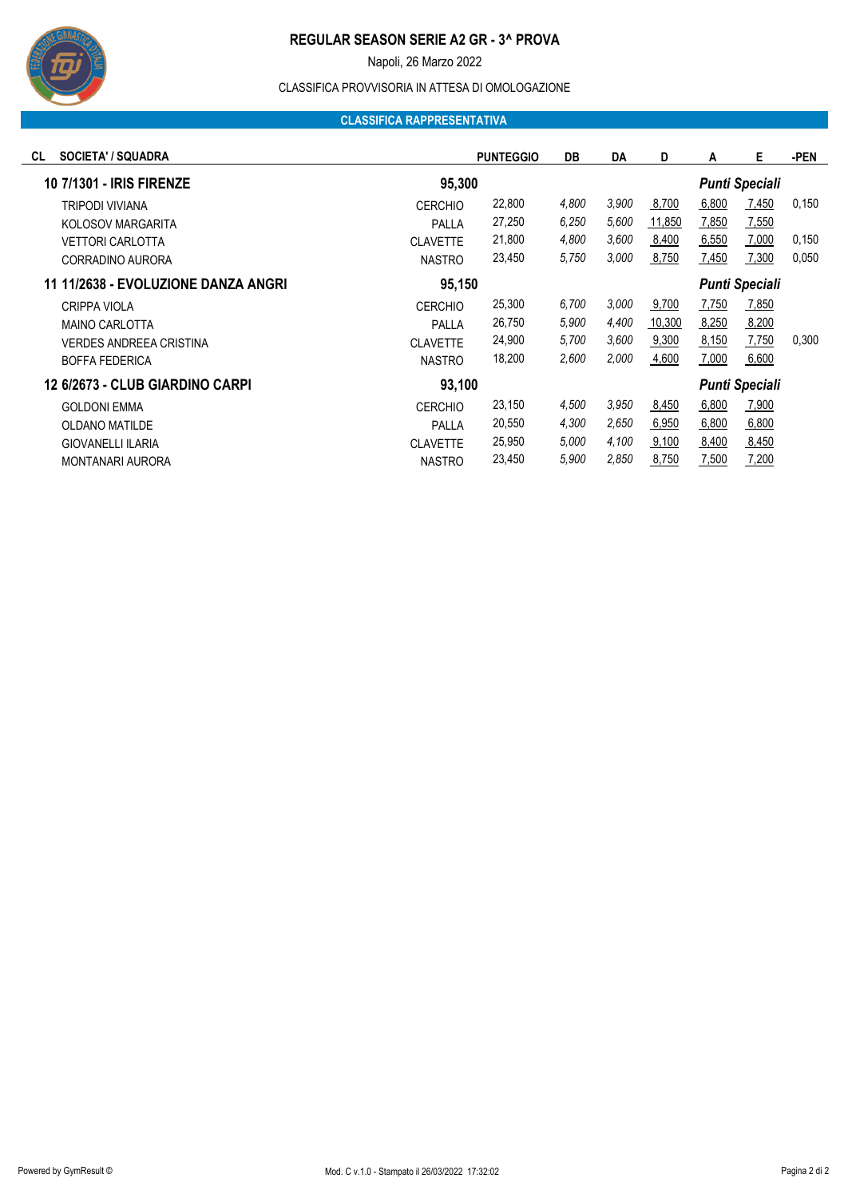# REGULAR SEASON SERIE A2 GR - 3^ PROVA

Napoli, 26 Marzo 2022

CLASSIFICA PROVVISORIA IN ATTESA DI OMOLOGAZIONE

**CLASSIFICA RAPPRESENTATIVA**

| CL | SOCIETA' / SQUADRA | | PUNTEGGIO | DB | DA | D | A | E | -PEN |
|---|---|---|---|---|---|---|---|---|---|
| **10** | **7/1301 - IRIS FIRENZE** | **95,300** | | | | | ***Punti Speciali*** | | |
| | TRIPODI VIVIANA | CERCHIO | 22,800 | *4,800* | *3,900* | 8,700 | 6,800 | 7,450 | 0,150 |
| | KOLOSOV MARGARITA | PALLA | 27,250 | *6,250* | *5,600* | 11,850 | 7,850 | 7,550 | |
| | VETTORI CARLOTTA | CLAVETTE | 21,800 | *4,800* | *3,600* | 8,400 | 6,550 | 7,000 | 0,150 |
| | CORRADINO AURORA | NASTRO | 23,450 | *5,750* | *3,000* | 8,750 | 7,450 | 7,300 | 0,050 |
| **11** | **11/2638 - EVOLUZIONE DANZA ANGRI** | **95,150** | | | | | ***Punti Speciali*** | | |
| | CRIPPA VIOLA | CERCHIO | 25,300 | *6,700* | *3,000* | 9,700 | 7,750 | 7,850 | |
| | MAINO CARLOTTA | PALLA | 26,750 | *5,900* | *4,400* | 10,300 | 8,250 | 8,200 | |
| | VERDES ANDREEA CRISTINA | CLAVETTE | 24,900 | *5,700* | *3,600* | 9,300 | 8,150 | 7,750 | 0,300 |
| | BOFFA FEDERICA | NASTRO | 18,200 | *2,600* | *2,000* | 4,600 | 7,000 | 6,600 | |
| **12** | **6/2673 - CLUB GIARDINO CARPI** | **93,100** | | | | | ***Punti Speciali*** | | |
| | GOLDONI EMMA | CERCHIO | 23,150 | *4,500* | *3,950* | 8,450 | 6,800 | 7,900 | |
| | OLDANO MATILDE | PALLA | 20,550 | *4,300* | *2,650* | 6,950 | 6,800 | 6,800 | |
| | GIOVANELLI ILARIA | CLAVETTE | 25,950 | *5,000* | *4,100* | 9,100 | 8,400 | 8,450 | |
| | MONTANARI AURORA | NASTRO | 23,450 | *5,900* | *2,850* | 8,750 | 7,500 | 7,200 | |

Powered by GymResult © — Mod. C v.1.0 - Stampato il 26/03/2022 17:32:02